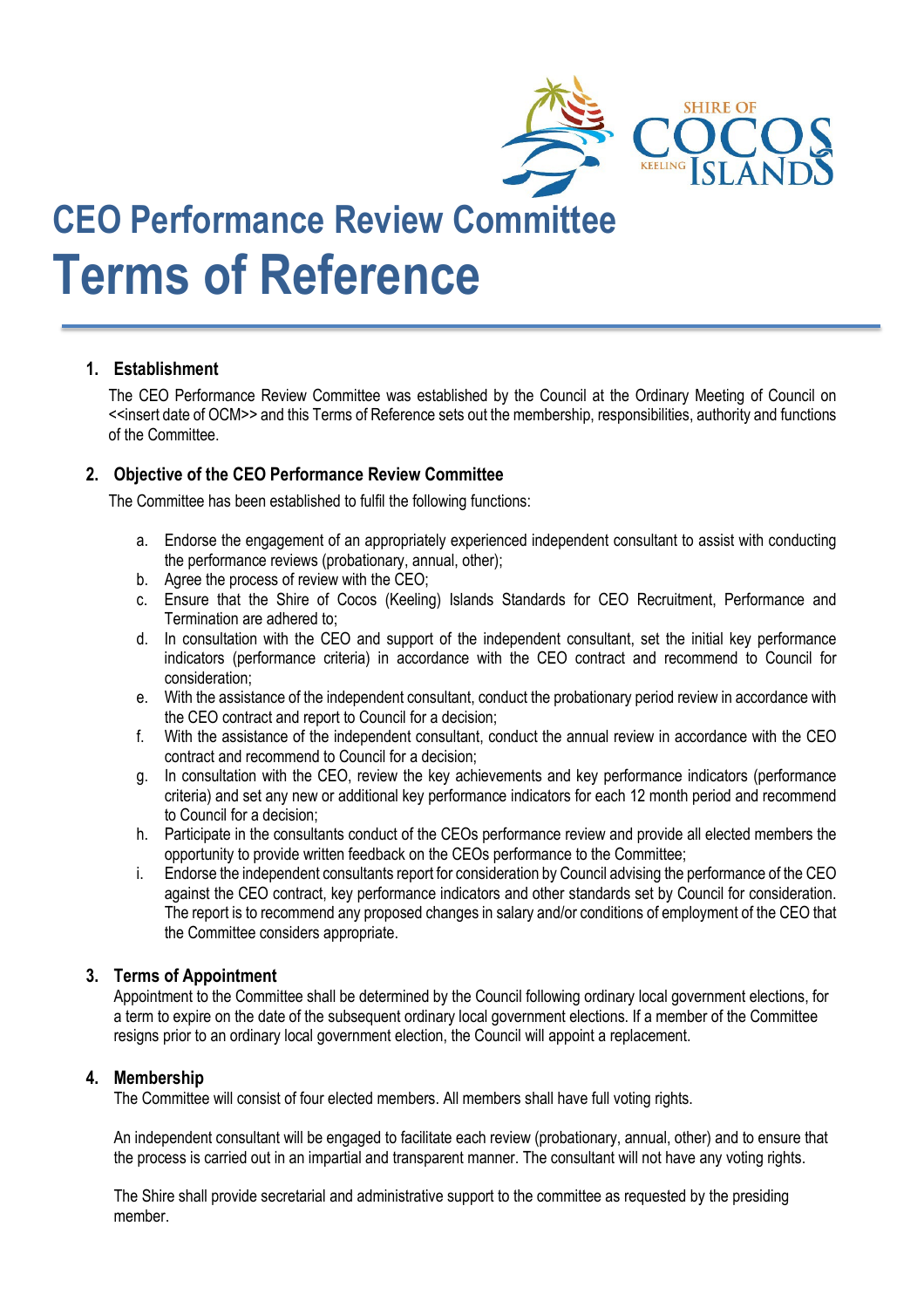# CEO Performance Review Committee

# Terms of Reference

## 1. Establishment

The CEO Performance Review Committee was established by the Council at the Ordinary Meeting of Council on <<insert date of OCM>> and this Terms of Reference sets out the membership, responsibilities, authority and functions of the Committee.

## 2. Objective of the CEO Performance Review Committee

The Committee has been established to fulfil the following functions:

a. Endorse the engagement of an appropriately experienced independent consultant to assist with conducting the performance reviews (probationary, annual, other);
b. Agree the process of review with the CEO;
c. Ensure that the Shire of Cocos (Keeling) Islands Standards for CEO Recruitment, Performance and Termination are adhered to;
d. In consultation with the CEO and support of the independent consultant, set the initial key performance indicators (performance criteria) in accordance with the CEO contract and recommend to Council for consideration;
e. With the assistance of the independent consultant, conduct the probationary period review in accordance with the CEO contract and report to Council for a decision;
f. With the assistance of the independent consultant, conduct the annual review in accordance with the CEO contract and recommend to Council for a decision;
g. In consultation with the CEO, review the key achievements and key performance indicators (performance criteria) and set any new or additional key performance indicators for each 12 month period and recommend to Council for a decision;
h. Participate in the consultants conduct of the CEOs performance review and provide all elected members the opportunity to provide written feedback on the CEOs performance to the Committee;
i. Endorse the independent consultants report for consideration by Council advising the performance of the CEO against the CEO contract, key performance indicators and other standards set by Council for consideration. The report is to recommend any proposed changes in salary and/or conditions of employment of the CEO that the Committee considers appropriate.

## 3. Terms of Appointment

Appointment to the Committee shall be determined by the Council following ordinary local government elections, for a term to expire on the date of the subsequent ordinary local government elections. If a member of the Committee resigns prior to an ordinary local government election, the Council will appoint a replacement.

## 4. Membership

The Committee will consist of four elected members. All members shall have full voting rights.

An independent consultant will be engaged to facilitate each review (probationary, annual, other) and to ensure that the process is carried out in an impartial and transparent manner. The consultant will not have any voting rights.

The Shire shall provide secretarial and administrative support to the committee as requested by the presiding member.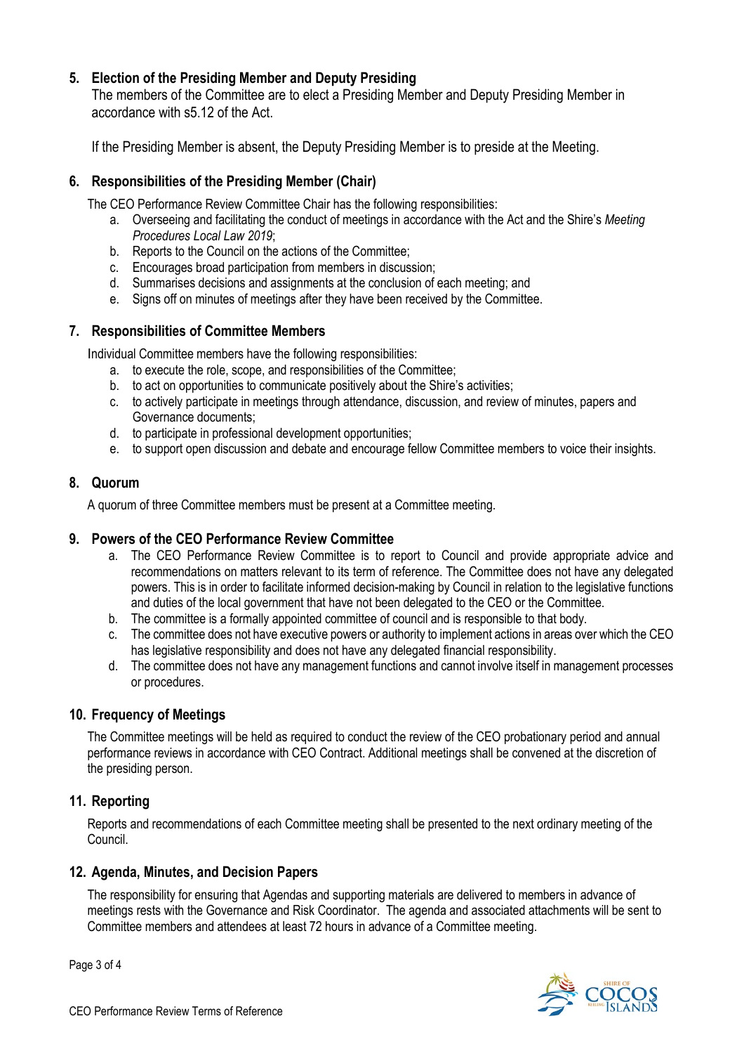## 5. Election of the Presiding Member and Deputy Presiding

The members of the Committee are to elect a Presiding Member and Deputy Presiding Member in accordance with s5.12 of the Act.

If the Presiding Member is absent, the Deputy Presiding Member is to preside at the Meeting.

## 6. Responsibilities of the Presiding Member (Chair)

The CEO Performance Review Committee Chair has the following responsibilities:

a. Overseeing and facilitating the conduct of meetings in accordance with the Act and the Shire's *Meeting Procedures Local Law 2019*;
b. Reports to the Council on the actions of the Committee;
c. Encourages broad participation from members in discussion;
d. Summarises decisions and assignments at the conclusion of each meeting; and
e. Signs off on minutes of meetings after they have been received by the Committee.

## 7. Responsibilities of Committee Members

Individual Committee members have the following responsibilities:

a. to execute the role, scope, and responsibilities of the Committee;
b. to act on opportunities to communicate positively about the Shire's activities;
c. to actively participate in meetings through attendance, discussion, and review of minutes, papers and Governance documents;
d. to participate in professional development opportunities;
e. to support open discussion and debate and encourage fellow Committee members to voice their insights.

## 8. Quorum

A quorum of three Committee members must be present at a Committee meeting.

## 9. Powers of the CEO Performance Review Committee

a. The CEO Performance Review Committee is to report to Council and provide appropriate advice and recommendations on matters relevant to its term of reference. The Committee does not have any delegated powers. This is in order to facilitate informed decision-making by Council in relation to the legislative functions and duties of the local government that have not been delegated to the CEO or the Committee.
b. The committee is a formally appointed committee of council and is responsible to that body.
c. The committee does not have executive powers or authority to implement actions in areas over which the CEO has legislative responsibility and does not have any delegated financial responsibility.
d. The committee does not have any management functions and cannot involve itself in management processes or procedures.

## 10. Frequency of Meetings

The Committee meetings will be held as required to conduct the review of the CEO probationary period and annual performance reviews in accordance with CEO Contract. Additional meetings shall be convened at the discretion of the presiding person.

## 11. Reporting

Reports and recommendations of each Committee meeting shall be presented to the next ordinary meeting of the Council.

## 12. Agenda, Minutes, and Decision Papers

The responsibility for ensuring that Agendas and supporting materials are delivered to members in advance of meetings rests with the Governance and Risk Coordinator. The agenda and associated attachments will be sent to Committee members and attendees at least 72 hours in advance of a Committee meeting.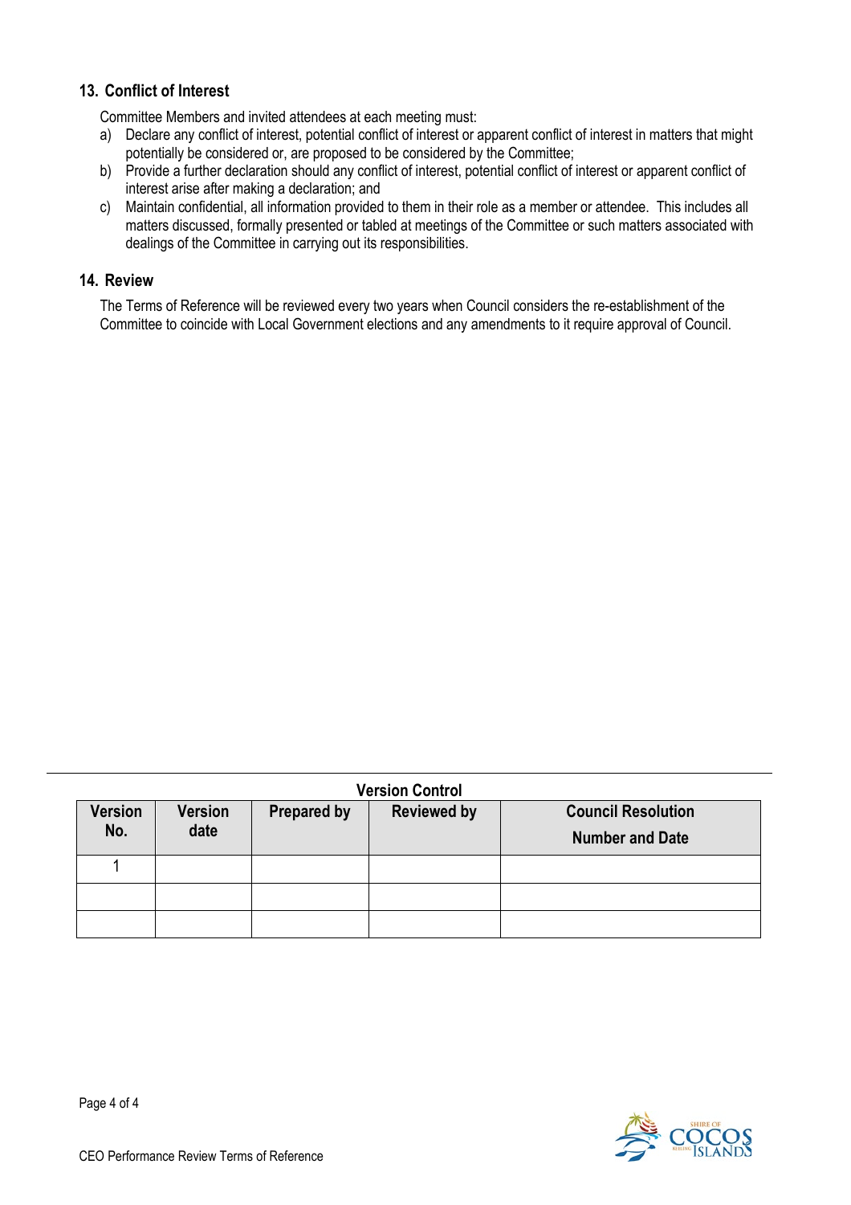## 13. Conflict of Interest

Committee Members and invited attendees at each meeting must:

a) Declare any conflict of interest, potential conflict of interest or apparent conflict of interest in matters that might potentially be considered or, are proposed to be considered by the Committee;
b) Provide a further declaration should any conflict of interest, potential conflict of interest or apparent conflict of interest arise after making a declaration; and
c) Maintain confidential, all information provided to them in their role as a member or attendee. This includes all matters discussed, formally presented or tabled at meetings of the Committee or such matters associated with dealings of the Committee in carrying out its responsibilities.

## 14. Review

The Terms of Reference will be reviewed every two years when Council considers the re-establishment of the Committee to coincide with Local Government elections and any amendments to it require approval of Council.

**Version Control**

| Version No. | Version date | Prepared by | Reviewed by | Council Resolution Number and Date |
|---|---|---|---|---|
| 1 | | | | |
| | | | | |
| | | | | |